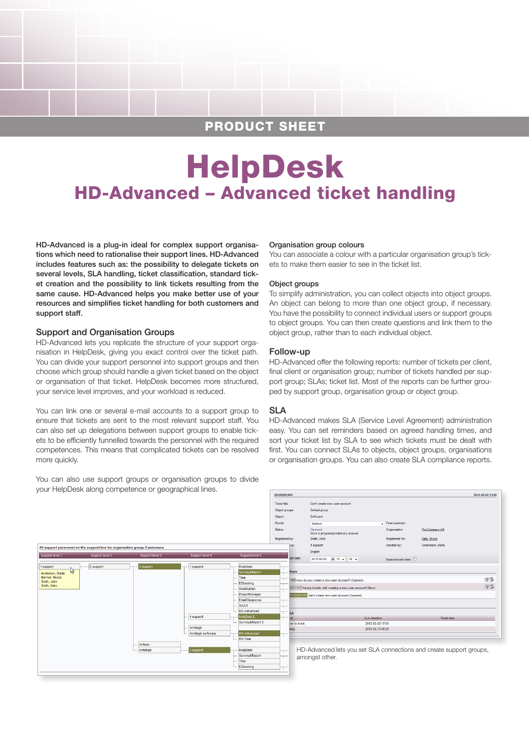PRODUCT SHEET

# HelpDesk

## HD-Advanced – Advanced ticket handling

**HD-Advanced is a plug-in ideal for complex support organisations which need to rationalise their support lines. HD-Advanced includes features such as: the possibility to delegate tickets on several levels, SLA handling, ticket classification, standard ticket creation and the possibility to link tickets resulting from the same cause. HD-Advanced helps you make better use of your resources and simplifies ticket handling for both customers and support staff.**

### Support and Organisation Groups

HD-Advanced lets you replicate the structure of your support organisation in HelpDesk, giving you exact control over the ticket path. You can divide your support personnel into support groups and then choose which group should handle a given ticket based on the object or organisation of that ticket. HelpDesk becomes more structured, your service level improves, and your workload is reduced.

You can link one or several e-mail accounts to a support group to ensure that tickets are sent to the most relevant support staff. You can also set up delegations between support groups to enable tickets to be efficiently funnelled towards the personnel with the required competences. This means that complicated tickets can be resolved more quickly.

You can also use support groups or organisation groups to divide your HelpDesk along competence or geographical lines.

### Organisation group colours

You can associate a colour with a particular organisation group's tickets to make them easier to see in the ticket list.

### Object groups

To simplify administration, you can collect objects into object groups. An object can belong to more than one object group, if necessary. You have the possibility to connect individual users or support groups to object groups. You can then create questions and link them to the object group, rather than to each individual object.

### Follow-up

HD-Advanced offer the following reports: number of tickets per client, final client or organisation group; number of tickets handled per support group; SLAs; ticket list. Most of the reports can be further grouped by support group, organisation group or object group.

### SLA

HD-Advanced makes SLA (Service Level Agreement) administration easy. You can set reminders based on agreed handling times, and sort your ticket list by SLA to see which tickets must be dealt with first. You can connect SLAs to objects, object groups, organisations or organisation groups. You can also create SLA compliance reports.

HD-Advanced lets you set SLA connections and create support groups, amongst other.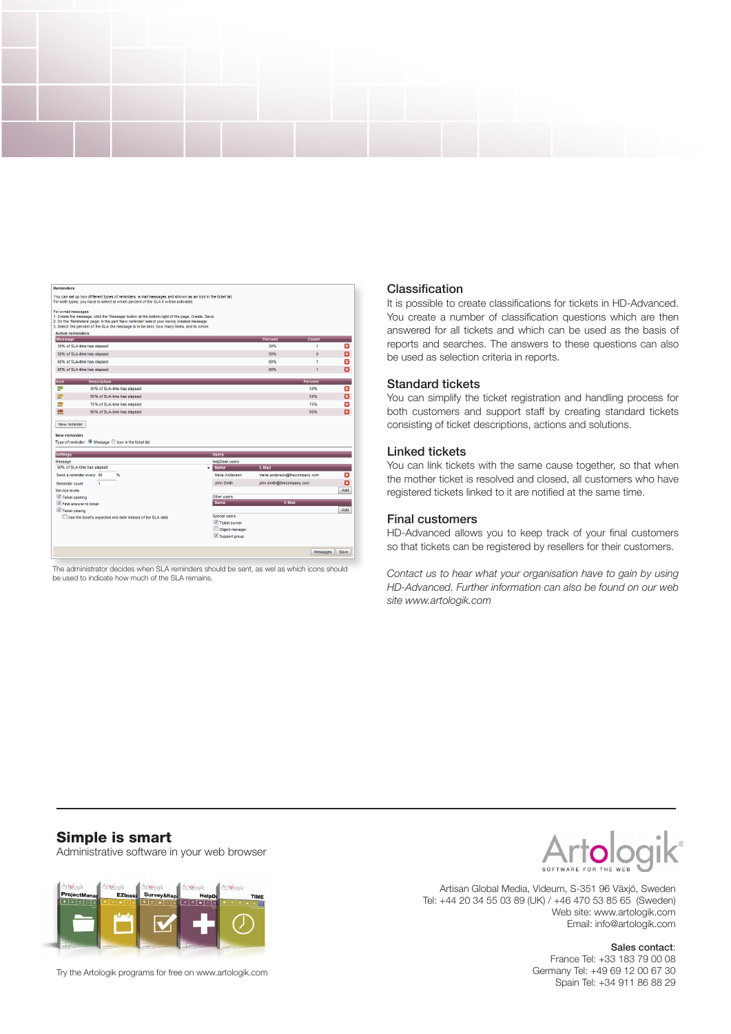The administrator decides when SLA reminders should be sent, as wel as which icons should be used to indicate how much of the SLA remains.

## Classification

It is possible to create classifications for tickets in HD-Advanced. You create a number of classification questions which are then answered for all tickets and which can be used as the basis of reports and searches. The answers to these questions can also be used as selection criteria in reports.

## Standard tickets

You can simplify the ticket registration and handling process for both customers and support staff by creating standard tickets consisting of ticket descriptions, actions and solutions.

## Linked tickets

You can link tickets with the same cause together, so that when the mother ticket is resolved and closed, all customers who have registered tickets linked to it are notified at the same time.

## Final customers

HD-Advanced allows you to keep track of your final customers so that tickets can be registered by resellers for their customers.

*Contact us to hear what your organisation have to gain by using HD-Advanced. Further information can also be found on our web site www.artologik.com*

---

## Simple is smart

Administrative software in your web browser

Try the Artologik programs for free on www.artologik.com

Artisan Global Media, Videum, S-351 96 Växjö, Sweden
Tel: +44 20 34 55 03 89 (UK) / +46 470 53 85 65 (Sweden)
Web site: www.artologik.com
Email: info@artologik.com

Sales contact:
France Tel: +33 183 79 00 08
Germany Tel: +49 69 12 00 67 30
Spain Tel: +34 911 86 88 29